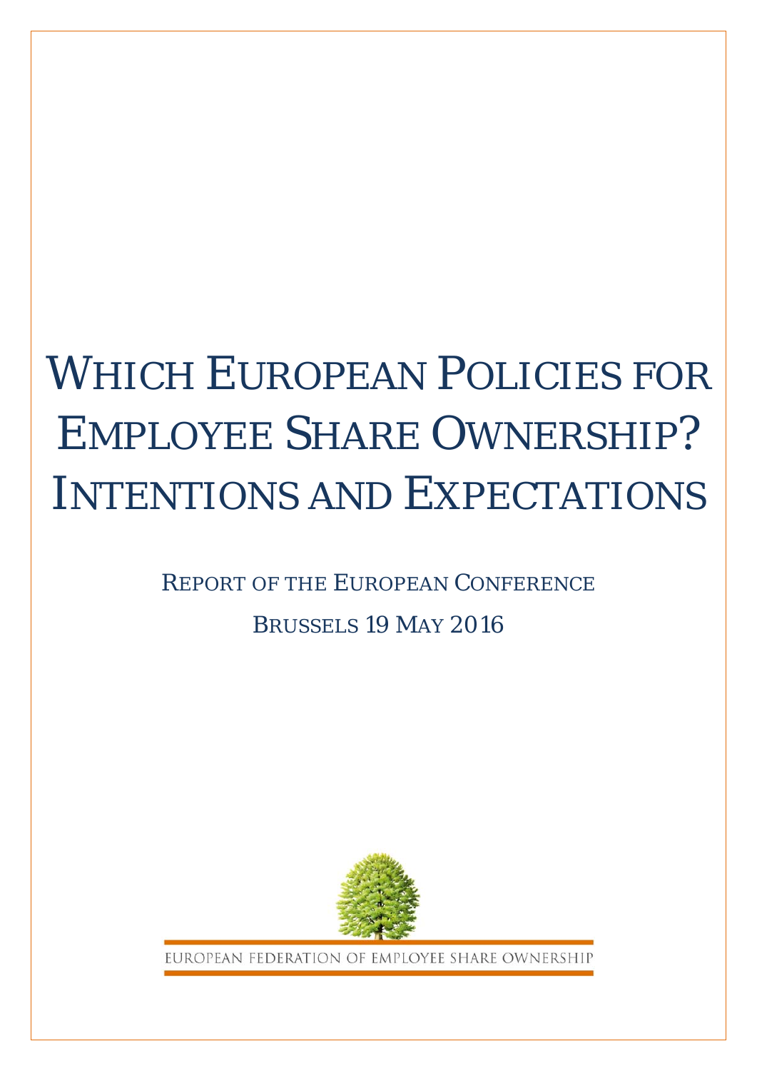# WHICH EUROPEAN POLICIES FOR EMPLOYEE SHARE OWNERSHIP? INTENTIONS AND EXPECTATIONS

REPORT OF THE EUROPEAN CONFERENCE

BRUSSELS 19 MAY 2016

EUROPEAN FEDERATION OF EMPLOYEE SHARE OWNERSHIP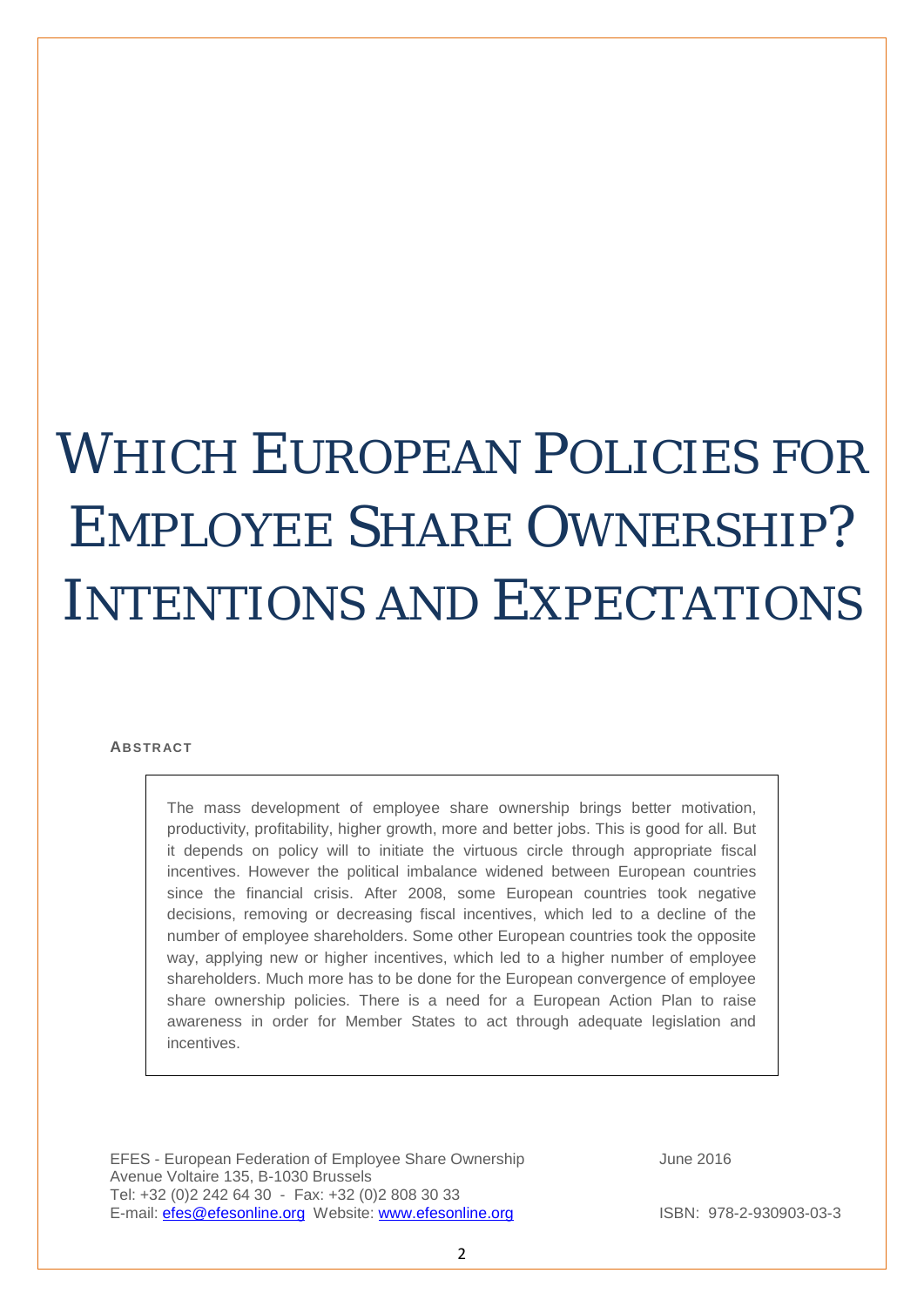# WHICH EUROPEAN POLICIES FOR EMPLOYEE SHARE OWNERSHIP? INTENTIONS AND EXPECTATIONS

**ABSTRACT**

The mass development of employee share ownership brings better motivation, productivity, profitability, higher growth, more and better jobs. This is good for all. But it depends on policy will to initiate the virtuous circle through appropriate fiscal incentives. However the political imbalance widened between European countries since the financial crisis. After 2008, some European countries took negative decisions, removing or decreasing fiscal incentives, which led to a decline of the number of employee shareholders. Some other European countries took the opposite way, applying new or higher incentives, which led to a higher number of employee shareholders. Much more has to be done for the European convergence of employee share ownership policies. There is a need for a European Action Plan to raise awareness in order for Member States to act through adequate legislation and incentives.

EFES - European Federation of Employee Share Ownership
Avenue Voltaire 135, B-1030 Brussels
Tel: +32 (0)2 242 64 30 - Fax: +32 (0)2 808 30 33
E-mail: efes@efesonline.org Website: www.efesonline.org

June 2016

ISBN: 978-2-930903-03-3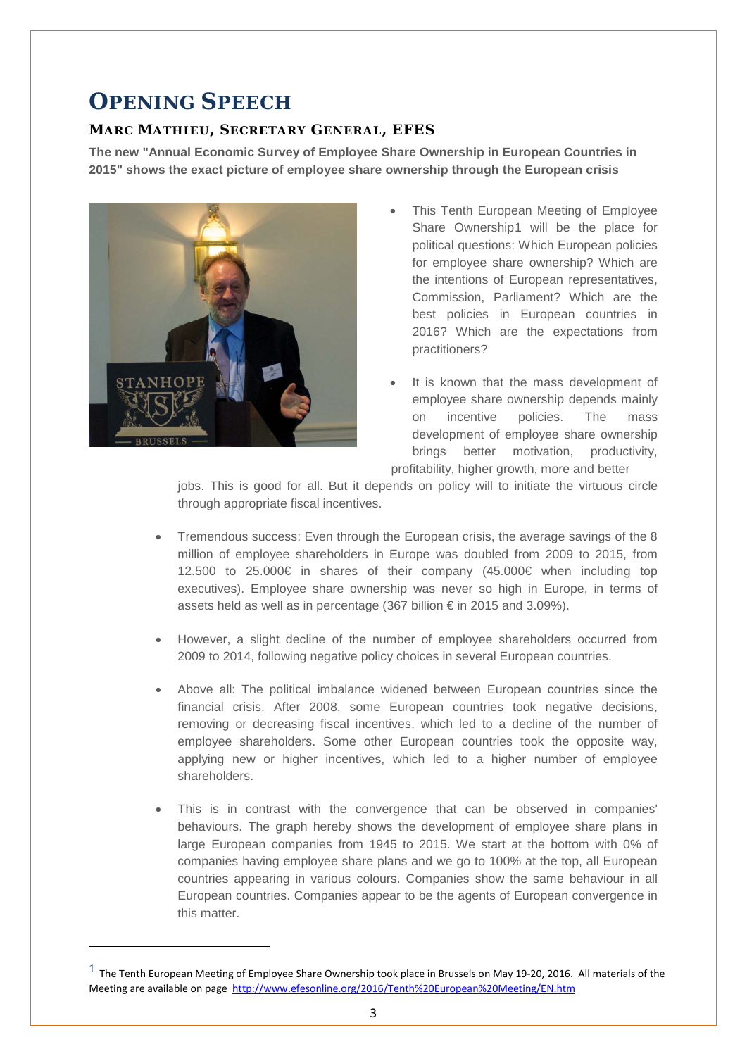# OPENING SPEECH

### MARC MATHIEU, SECRETARY GENERAL, EFES

**The new "Annual Economic Survey of Employee Share Ownership in European Countries in 2015" shows the exact picture of employee share ownership through the European crisis**

- This Tenth European Meeting of Employee Share Ownership[1] will be the place for political questions: Which European policies for employee share ownership? Which are the intentions of European representatives, Commission, Parliament? Which are the best policies in European countries in 2016? Which are the expectations from practitioners?

- It is known that the mass development of employee share ownership depends mainly on incentive policies. The mass development of employee share ownership brings better motivation, productivity, profitability, higher growth, more and better jobs. This is good for all. But it depends on policy will to initiate the virtuous circle through appropriate fiscal incentives.

- Tremendous success: Even through the European crisis, the average savings of the 8 million of employee shareholders in Europe was doubled from 2009 to 2015, from 12.500 to 25.000€ in shares of their company (45.000€ when including top executives). Employee share ownership was never so high in Europe, in terms of assets held as well as in percentage (367 billion € in 2015 and 3.09%).

- However, a slight decline of the number of employee shareholders occurred from 2009 to 2014, following negative policy choices in several European countries.

- Above all: The political imbalance widened between European countries since the financial crisis. After 2008, some European countries took negative decisions, removing or decreasing fiscal incentives, which led to a decline of the number of employee shareholders. Some other European countries took the opposite way, applying new or higher incentives, which led to a higher number of employee shareholders.

- This is in contrast with the convergence that can be observed in companies' behaviours. The graph hereby shows the development of employee share plans in large European companies from 1945 to 2015. We start at the bottom with 0% of companies having employee share plans and we go to 100% at the top, all European countries appearing in various colours. Companies show the same behaviour in all European countries. Companies appear to be the agents of European convergence in this matter.

---

[1] The Tenth European Meeting of Employee Share Ownership took place in Brussels on May 19-20, 2016. All materials of the Meeting are available on page http://www.efesonline.org/2016/Tenth%20European%20Meeting/EN.htm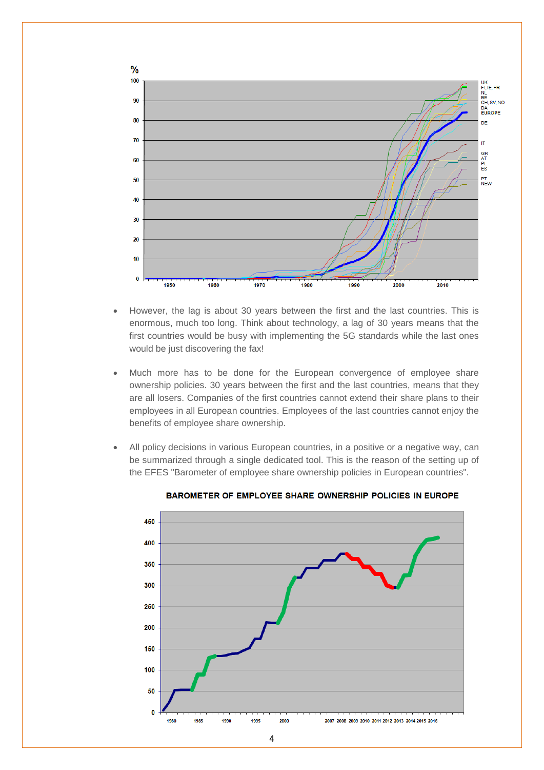- However, the lag is about 30 years between the first and the last countries. This is enormous, much too long. Think about technology, a lag of 30 years means that the first countries would be busy with implementing the 5G standards while the last ones would be just discovering the fax!

- Much more has to be done for the European convergence of employee share ownership policies. 30 years between the first and the last countries, means that they are all losers. Companies of the first countries cannot extend their share plans to their employees in all European countries. Employees of the last countries cannot enjoy the benefits of employee share ownership.

- All policy decisions in various European countries, in a positive or a negative way, can be summarized through a single dedicated tool. This is the reason of the setting up of the EFES "Barometer of employee share ownership policies in European countries".

**BAROMETER OF EMPLOYEE SHARE OWNERSHIP POLICIES IN EUROPE**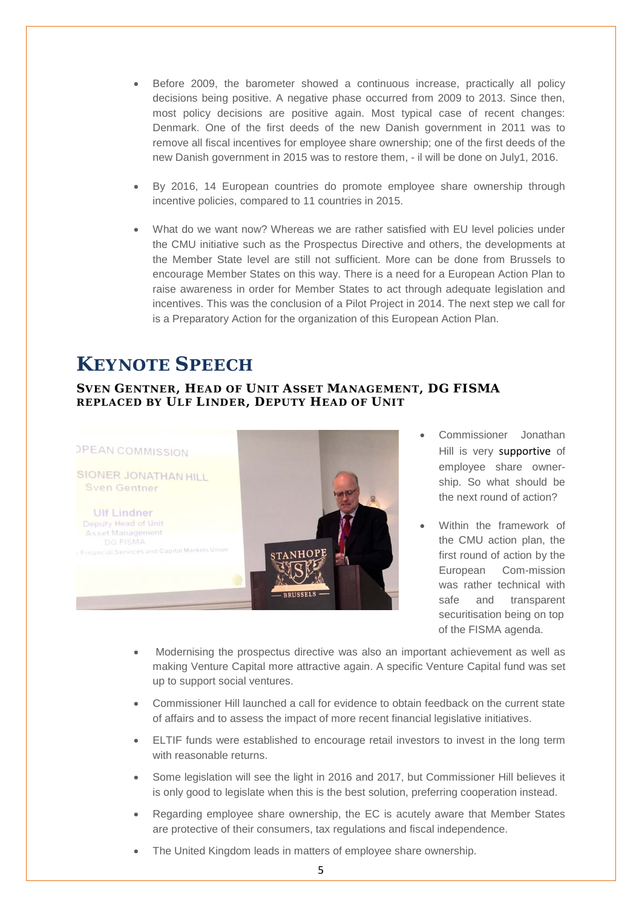- Before 2009, the barometer showed a continuous increase, practically all policy decisions being positive. A negative phase occurred from 2009 to 2013. Since then, most policy decisions are positive again. Most typical case of recent changes: Denmark. One of the first deeds of the new Danish government in 2011 was to remove all fiscal incentives for employee share ownership; one of the first deeds of the new Danish government in 2015 was to restore them, - il will be done on July1, 2016.

- By 2016, 14 European countries do promote employee share ownership through incentive policies, compared to 11 countries in 2015.

- What do we want now? Whereas we are rather satisfied with EU level policies under the CMU initiative such as the Prospectus Directive and others, the developments at the Member State level are still not sufficient. More can be done from Brussels to encourage Member States on this way. There is a need for a European Action Plan to raise awareness in order for Member States to act through adequate legislation and incentives. This was the conclusion of a Pilot Project in 2014. The next step we call for is a Preparatory Action for the organization of this European Action Plan.

# KEYNOTE SPEECH

### SVEN GENTNER, HEAD OF UNIT ASSET MANAGEMENT, DG FISMA REPLACED BY ULF LINDER, DEPUTY HEAD OF UNIT

- Commissioner Jonathan Hill is very supportive of employee share ownership. So what should be the next round of action?

- Within the framework of the CMU action plan, the first round of action by the European Com-mission was rather technical with safe and transparent securitisation being on top of the FISMA agenda.

- Modernising the prospectus directive was also an important achievement as well as making Venture Capital more attractive again. A specific Venture Capital fund was set up to support social ventures.

- Commissioner Hill launched a call for evidence to obtain feedback on the current state of affairs and to assess the impact of more recent financial legislative initiatives.

- ELTIF funds were established to encourage retail investors to invest in the long term with reasonable returns.

- Some legislation will see the light in 2016 and 2017, but Commissioner Hill believes it is only good to legislate when this is the best solution, preferring cooperation instead.

- Regarding employee share ownership, the EC is acutely aware that Member States are protective of their consumers, tax regulations and fiscal independence.

- The United Kingdom leads in matters of employee share ownership.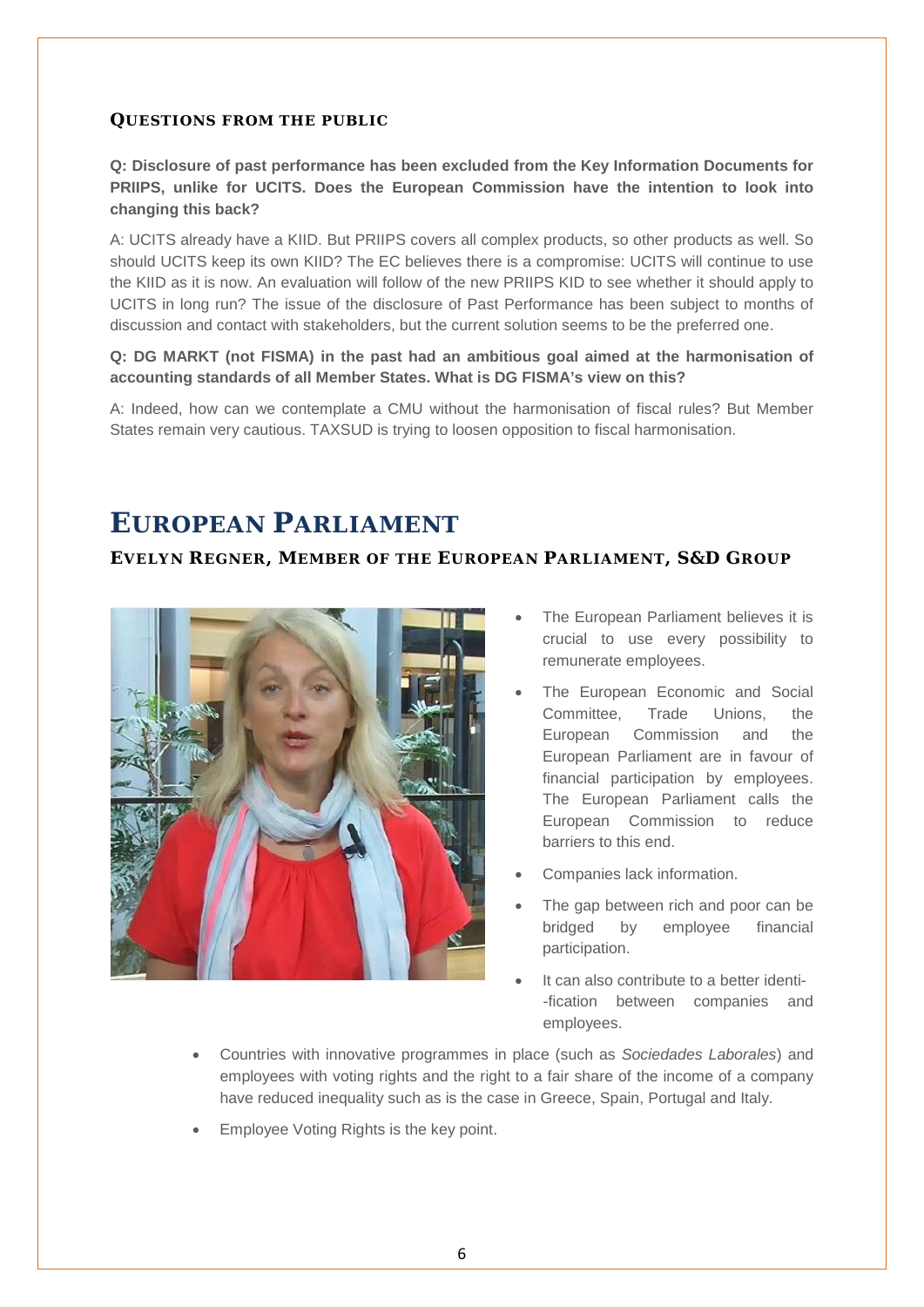### Questions from the public

**Q: Disclosure of past performance has been excluded from the Key Information Documents for PRIIPS, unlike for UCITS. Does the European Commission have the intention to look into changing this back?**

A: UCITS already have a KIID. But PRIIPS covers all complex products, so other products as well. So should UCITS keep its own KIID? The EC believes there is a compromise: UCITS will continue to use the KIID as it is now. An evaluation will follow of the new PRIIPS KID to see whether it should apply to UCITS in long run? The issue of the disclosure of Past Performance has been subject to months of discussion and contact with stakeholders, but the current solution seems to be the preferred one.

**Q: DG MARKT (not FISMA) in the past had an ambitious goal aimed at the harmonisation of accounting standards of all Member States. What is DG FISMA's view on this?**

A: Indeed, how can we contemplate a CMU without the harmonisation of fiscal rules? But Member States remain very cautious. TAXSUD is trying to loosen opposition to fiscal harmonisation.

# European Parliament

### Evelyn Regner, Member of the European Parliament, S&D Group

- The European Parliament believes it is crucial to use every possibility to remunerate employees.
- The European Economic and Social Committee, Trade Unions, the European Commission and the European Parliament are in favour of financial participation by employees. The European Parliament calls the European Commission to reduce barriers to this end.
- Companies lack information.
- The gap between rich and poor can be bridged by employee financial participation.
- It can also contribute to a better identi--fication between companies and employees.
- Countries with innovative programmes in place (such as *Sociedades Laborales*) and employees with voting rights and the right to a fair share of the income of a company have reduced inequality such as is the case in Greece, Spain, Portugal and Italy.
- Employee Voting Rights is the key point.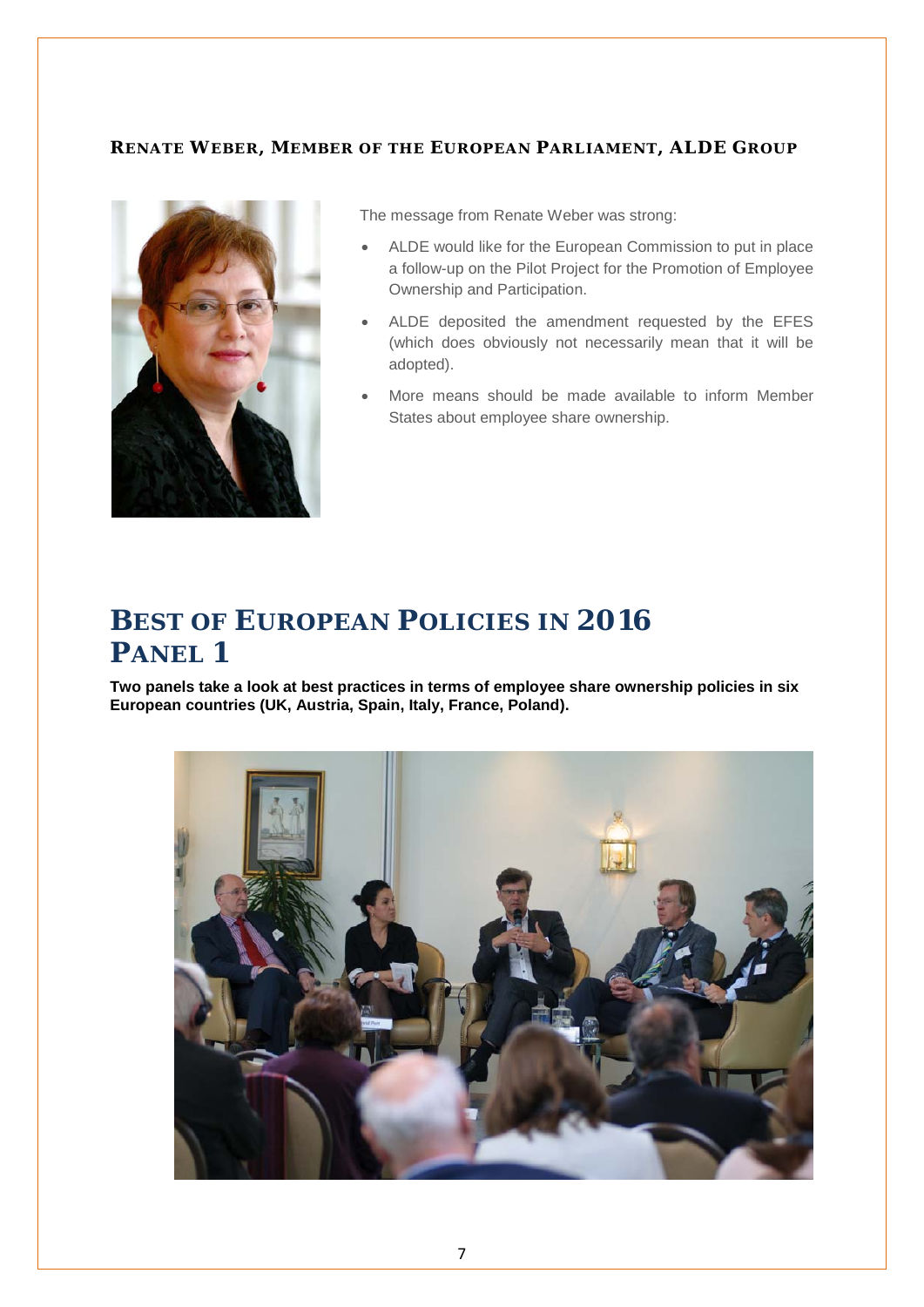## Renate Weber, Member of the European Parliament, ALDE Group

The message from Renate Weber was strong:

- ALDE would like for the European Commission to put in place a follow-up on the Pilot Project for the Promotion of Employee Ownership and Participation.
- ALDE deposited the amendment requested by the EFES (which does obviously not necessarily mean that it will be adopted).
- More means should be made available to inform Member States about employee share ownership.

# Best of European Policies in 2016 Panel 1

**Two panels take a look at best practices in terms of employee share ownership policies in six European countries (UK, Austria, Spain, Italy, France, Poland).**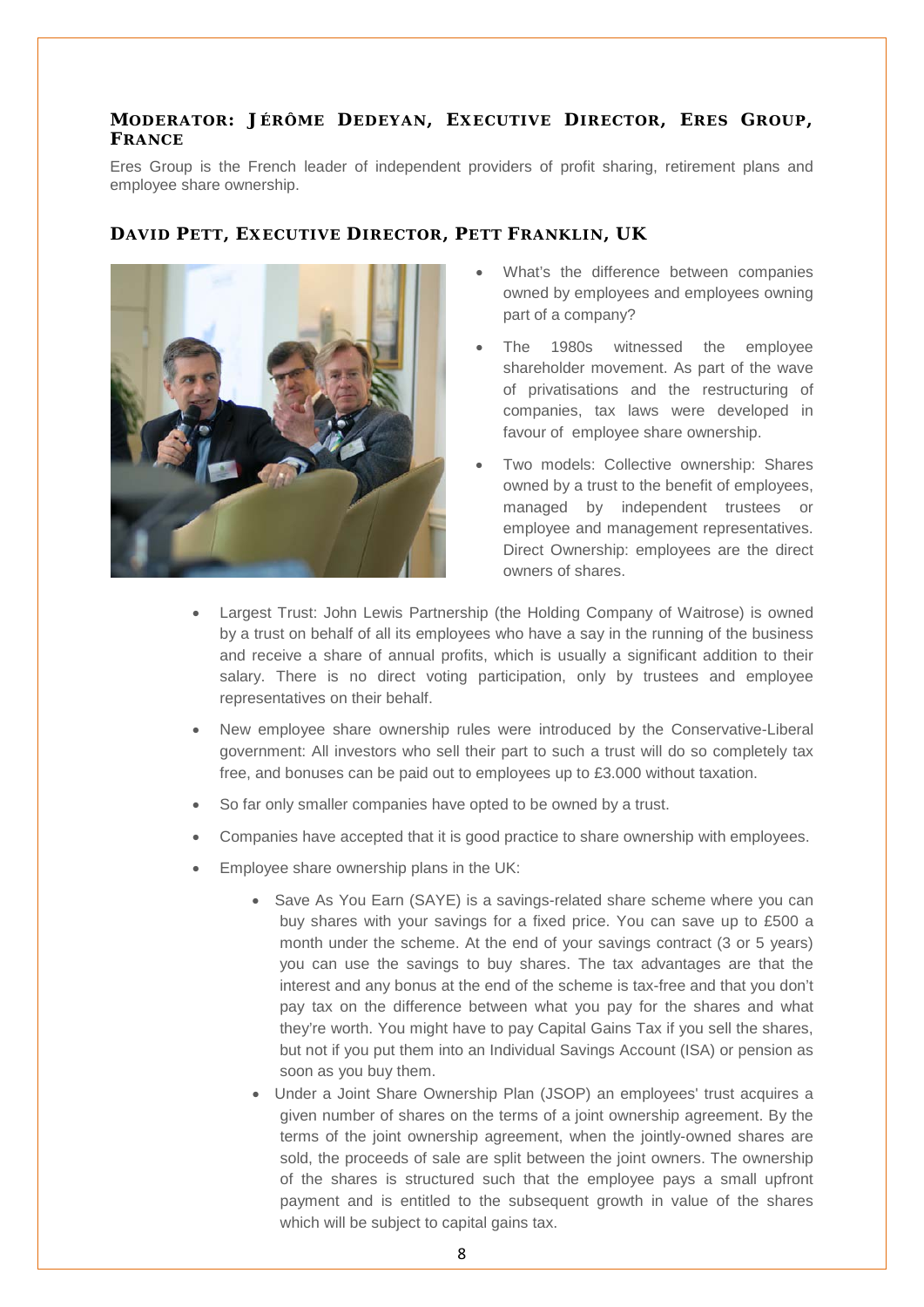## MODERATOR: JÉRÔME DEDEYAN, EXECUTIVE DIRECTOR, ERES GROUP, FRANCE

Eres Group is the French leader of independent providers of profit sharing, retirement plans and employee share ownership.

## DAVID PETT, EXECUTIVE DIRECTOR, PETT FRANKLIN, UK

- What's the difference between companies owned by employees and employees owning part of a company?
- The 1980s witnessed the employee shareholder movement. As part of the wave of privatisations and the restructuring of companies, tax laws were developed in favour of employee share ownership.
- Two models: Collective ownership: Shares owned by a trust to the benefit of employees, managed by independent trustees or employee and management representatives. Direct Ownership: employees are the direct owners of shares.
- Largest Trust: John Lewis Partnership (the Holding Company of Waitrose) is owned by a trust on behalf of all its employees who have a say in the running of the business and receive a share of annual profits, which is usually a significant addition to their salary. There is no direct voting participation, only by trustees and employee representatives on their behalf.
- New employee share ownership rules were introduced by the Conservative-Liberal government: All investors who sell their part to such a trust will do so completely tax free, and bonuses can be paid out to employees up to £3.000 without taxation.
- So far only smaller companies have opted to be owned by a trust.
- Companies have accepted that it is good practice to share ownership with employees.
- Employee share ownership plans in the UK:
  - Save As You Earn (SAYE) is a savings-related share scheme where you can buy shares with your savings for a fixed price. You can save up to £500 a month under the scheme. At the end of your savings contract (3 or 5 years) you can use the savings to buy shares. The tax advantages are that the interest and any bonus at the end of the scheme is tax-free and that you don't pay tax on the difference between what you pay for the shares and what they're worth. You might have to pay Capital Gains Tax if you sell the shares, but not if you put them into an Individual Savings Account (ISA) or pension as soon as you buy them.
  - Under a Joint Share Ownership Plan (JSOP) an employees' trust acquires a given number of shares on the terms of a joint ownership agreement. By the terms of the joint ownership agreement, when the jointly-owned shares are sold, the proceeds of sale are split between the joint owners. The ownership of the shares is structured such that the employee pays a small upfront payment and is entitled to the subsequent growth in value of the shares which will be subject to capital gains tax.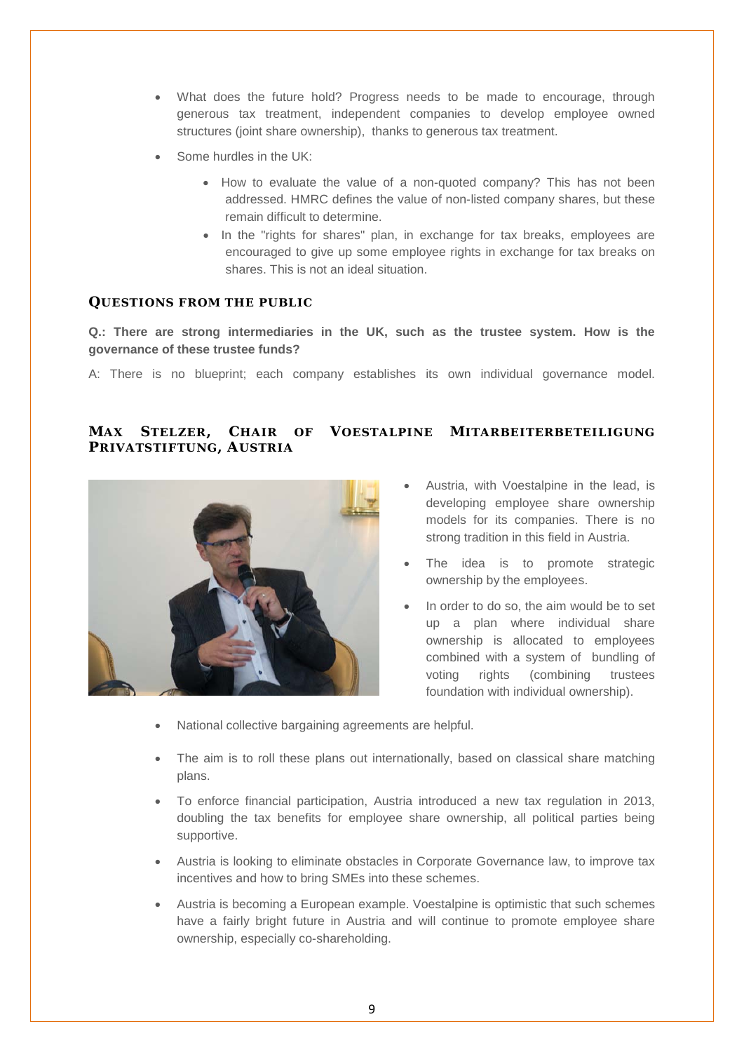- What does the future hold? Progress needs to be made to encourage, through generous tax treatment, independent companies to develop employee owned structures (joint share ownership), thanks to generous tax treatment.
- Some hurdles in the UK:
  - How to evaluate the value of a non-quoted company? This has not been addressed. HMRC defines the value of non-listed company shares, but these remain difficult to determine.
  - In the "rights for shares" plan, in exchange for tax breaks, employees are encouraged to give up some employee rights in exchange for tax breaks on shares. This is not an ideal situation.

## QUESTIONS FROM THE PUBLIC

**Q.: There are strong intermediaries in the UK, such as the trustee system. How is the governance of these trustee funds?**

A: There is no blueprint; each company establishes its own individual governance model.

## MAX STELZER, CHAIR OF VOESTALPINE MITARBEITERBETEILIGUNG PRIVATSTIFTUNG, AUSTRIA

- Austria, with Voestalpine in the lead, is developing employee share ownership models for its companies. There is no strong tradition in this field in Austria.
- The idea is to promote strategic ownership by the employees.
- In order to do so, the aim would be to set up a plan where individual share ownership is allocated to employees combined with a system of bundling of voting rights (combining trustees foundation with individual ownership).
- National collective bargaining agreements are helpful.
- The aim is to roll these plans out internationally, based on classical share matching plans.
- To enforce financial participation, Austria introduced a new tax regulation in 2013, doubling the tax benefits for employee share ownership, all political parties being supportive.
- Austria is looking to eliminate obstacles in Corporate Governance law, to improve tax incentives and how to bring SMEs into these schemes.
- Austria is becoming a European example. Voestalpine is optimistic that such schemes have a fairly bright future in Austria and will continue to promote employee share ownership, especially co-shareholding.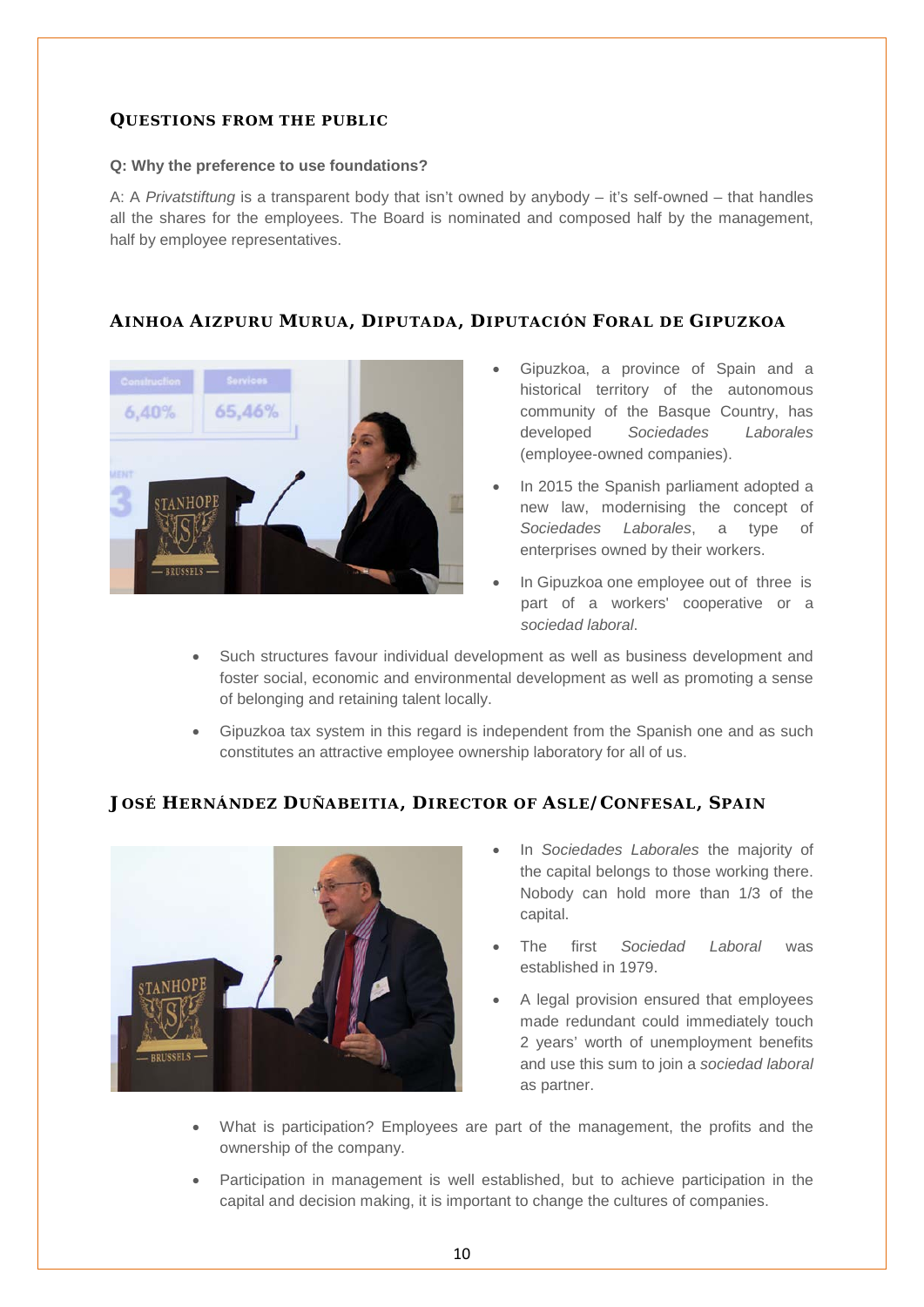### QUESTIONS FROM THE PUBLIC

**Q: Why the preference to use foundations?**

A: A *Privatstiftung* is a transparent body that isn't owned by anybody – it's self-owned – that handles all the shares for the employees. The Board is nominated and composed half by the management, half by employee representatives.

### AINHOA AIZPURU MURUA, DIPUTADA, DIPUTACIÓN FORAL DE GIPUZKOA

- Gipuzkoa, a province of Spain and a historical territory of the autonomous community of the Basque Country, has developed *Sociedades Laborales* (employee-owned companies).
- In 2015 the Spanish parliament adopted a new law, modernising the concept of *Sociedades Laborales*, a type of enterprises owned by their workers.
- In Gipuzkoa one employee out of three is part of a workers' cooperative or a *sociedad laboral*.
- Such structures favour individual development as well as business development and foster social, economic and environmental development as well as promoting a sense of belonging and retaining talent locally.
- Gipuzkoa tax system in this regard is independent from the Spanish one and as such constitutes an attractive employee ownership laboratory for all of us.

### JOSÉ HERNÁNDEZ DUÑABEITIA, DIRECTOR OF ASLE/CONFESAL, SPAIN

- In *Sociedades Laborales* the majority of the capital belongs to those working there. Nobody can hold more than 1/3 of the capital.
- The first *Sociedad Laboral* was established in 1979.
- A legal provision ensured that employees made redundant could immediately touch 2 years' worth of unemployment benefits and use this sum to join a *sociedad laboral* as partner.
- What is participation? Employees are part of the management, the profits and the ownership of the company.
- Participation in management is well established, but to achieve participation in the capital and decision making, it is important to change the cultures of companies.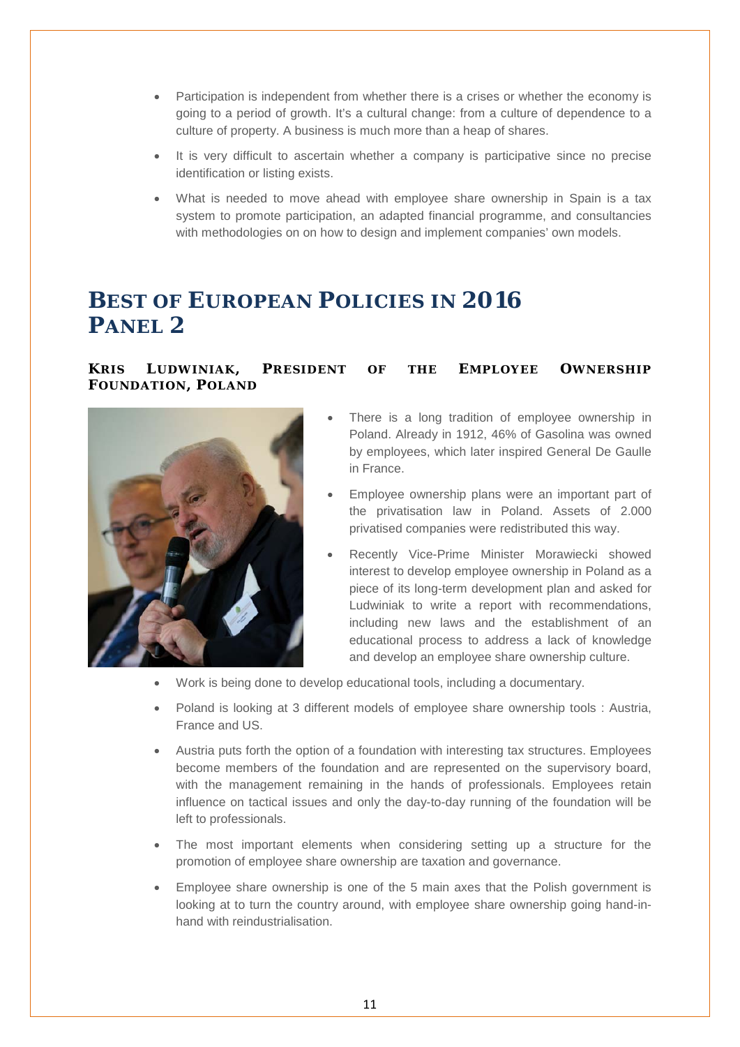- Participation is independent from whether there is a crises or whether the economy is going to a period of growth. It's a cultural change: from a culture of dependence to a culture of property. A business is much more than a heap of shares.
- It is very difficult to ascertain whether a company is participative since no precise identification or listing exists.
- What is needed to move ahead with employee share ownership in Spain is a tax system to promote participation, an adapted financial programme, and consultancies with methodologies on on how to design and implement companies' own models.

# BEST OF EUROPEAN POLICIES IN 2016 PANEL 2

### KRIS LUDWINIAK, PRESIDENT OF THE EMPLOYEE OWNERSHIP FOUNDATION, POLAND

- There is a long tradition of employee ownership in Poland. Already in 1912, 46% of Gasolina was owned by employees, which later inspired General De Gaulle in France.
- Employee ownership plans were an important part of the privatisation law in Poland. Assets of 2.000 privatised companies were redistributed this way.
- Recently Vice-Prime Minister Morawiecki showed interest to develop employee ownership in Poland as a piece of its long-term development plan and asked for Ludwiniak to write a report with recommendations, including new laws and the establishment of an educational process to address a lack of knowledge and develop an employee share ownership culture.
- Work is being done to develop educational tools, including a documentary.
- Poland is looking at 3 different models of employee share ownership tools : Austria, France and US.
- Austria puts forth the option of a foundation with interesting tax structures. Employees become members of the foundation and are represented on the supervisory board, with the management remaining in the hands of professionals. Employees retain influence on tactical issues and only the day-to-day running of the foundation will be left to professionals.
- The most important elements when considering setting up a structure for the promotion of employee share ownership are taxation and governance.
- Employee share ownership is one of the 5 main axes that the Polish government is looking at to turn the country around, with employee share ownership going hand-in-hand with reindustrialisation.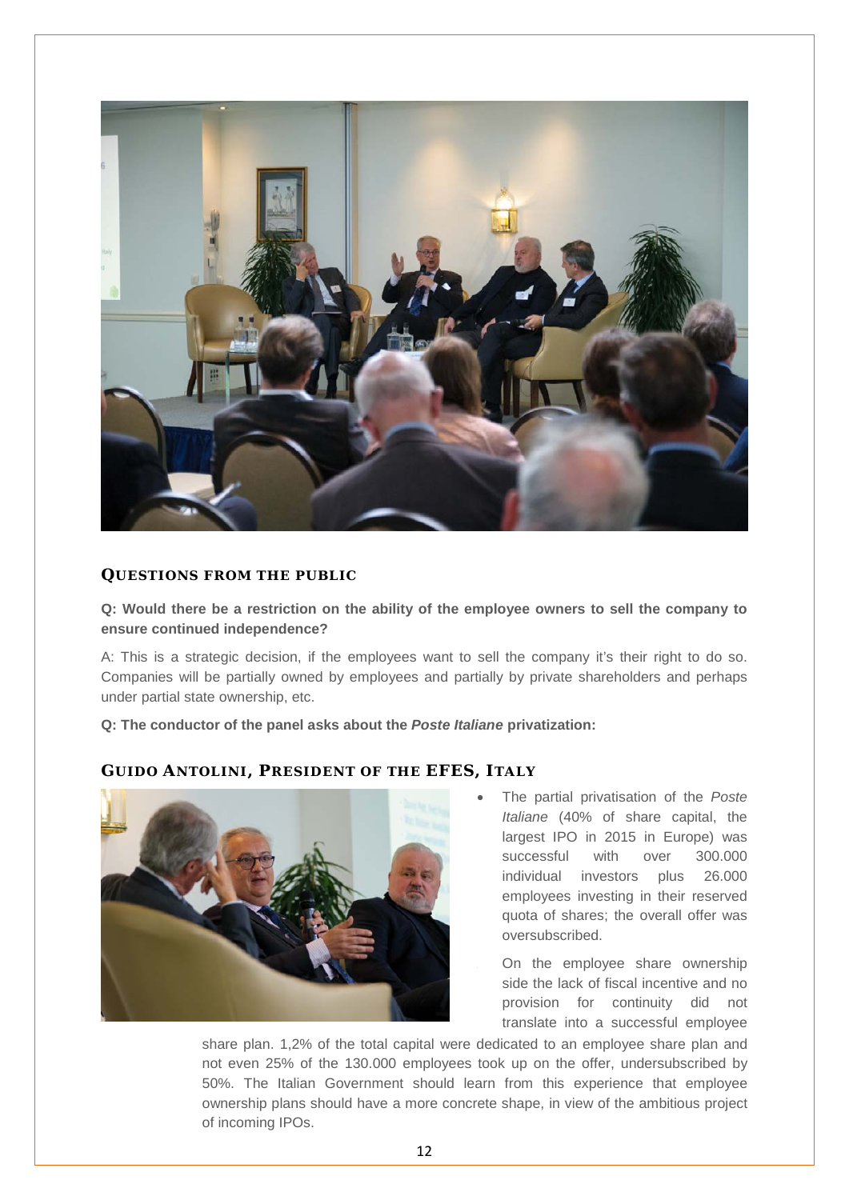## QUESTIONS FROM THE PUBLIC

**Q: Would there be a restriction on the ability of the employee owners to sell the company to ensure continued independence?**

A: This is a strategic decision, if the employees want to sell the company it's their right to do so. Companies will be partially owned by employees and partially by private shareholders and perhaps under partial state ownership, etc.

**Q: The conductor of the panel asks about the *Poste Italiane* privatization:**

## GUIDO ANTOLINI, PRESIDENT OF THE EFES, ITALY

- The partial privatisation of the *Poste Italiane* (40% of share capital, the largest IPO in 2015 in Europe) was successful with over 300.000 individual investors plus 26.000 employees investing in their reserved quota of shares; the overall offer was oversubscribed.

  On the employee share ownership side the lack of fiscal incentive and no provision for continuity did not translate into a successful employee share plan. 1,2% of the total capital were dedicated to an employee share plan and not even 25% of the 130.000 employees took up on the offer, undersubscribed by 50%. The Italian Government should learn from this experience that employee ownership plans should have a more concrete shape, in view of the ambitious project of incoming IPOs.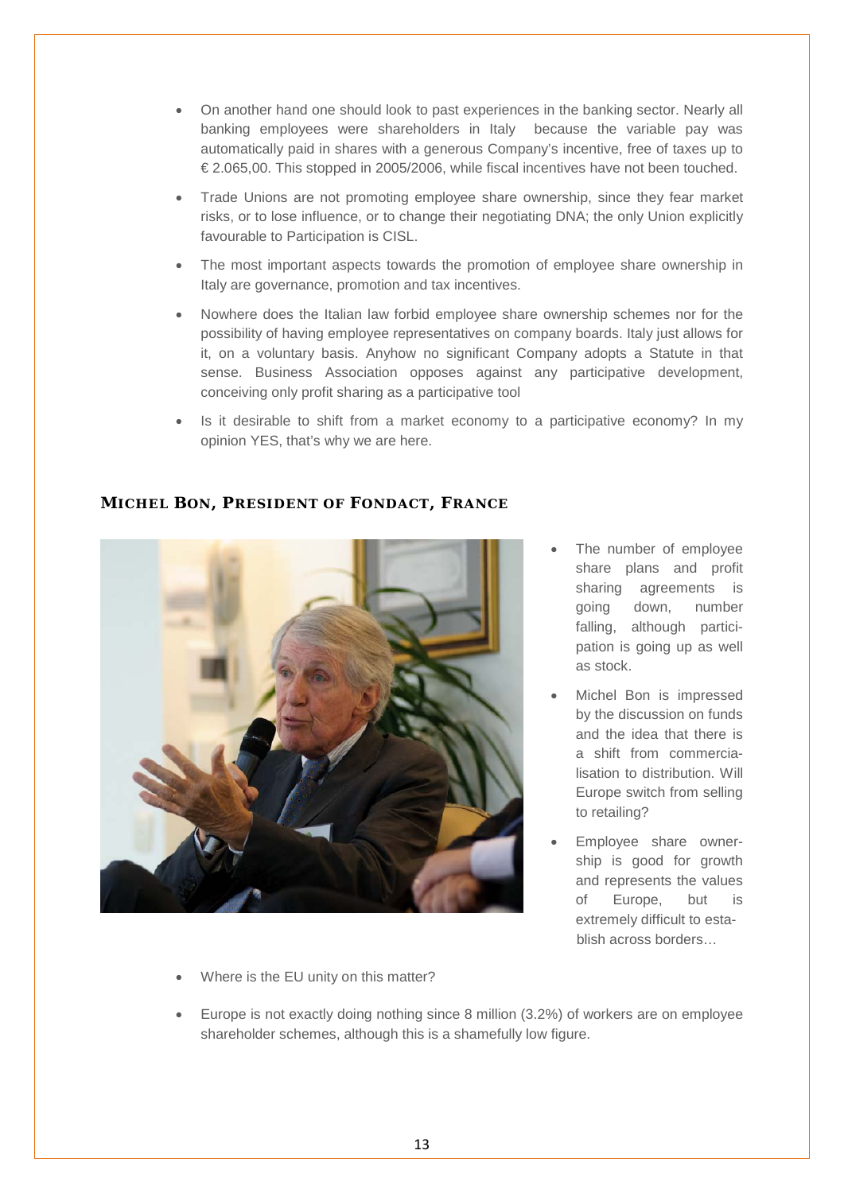- On another hand one should look to past experiences in the banking sector. Nearly all banking employees were shareholders in Italy because the variable pay was automatically paid in shares with a generous Company's incentive, free of taxes up to € 2.065,00. This stopped in 2005/2006, while fiscal incentives have not been touched.
- Trade Unions are not promoting employee share ownership, since they fear market risks, or to lose influence, or to change their negotiating DNA; the only Union explicitly favourable to Participation is CISL.
- The most important aspects towards the promotion of employee share ownership in Italy are governance, promotion and tax incentives.
- Nowhere does the Italian law forbid employee share ownership schemes nor for the possibility of having employee representatives on company boards. Italy just allows for it, on a voluntary basis. Anyhow no significant Company adopts a Statute in that sense. Business Association opposes against any participative development, conceiving only profit sharing as a participative tool
- Is it desirable to shift from a market economy to a participative economy? In my opinion YES, that's why we are here.

## MICHEL BON, PRESIDENT OF FONDACT, FRANCE

- The number of employee share plans and profit sharing agreements is going down, number falling, although participation is going up as well as stock.
- Michel Bon is impressed by the discussion on funds and the idea that there is a shift from commercialisation to distribution. Will Europe switch from selling to retailing?
- Employee share ownership is good for growth and represents the values of Europe, but is extremely difficult to establish across borders…
- Where is the EU unity on this matter?
- Europe is not exactly doing nothing since 8 million (3.2%) of workers are on employee shareholder schemes, although this is a shamefully low figure.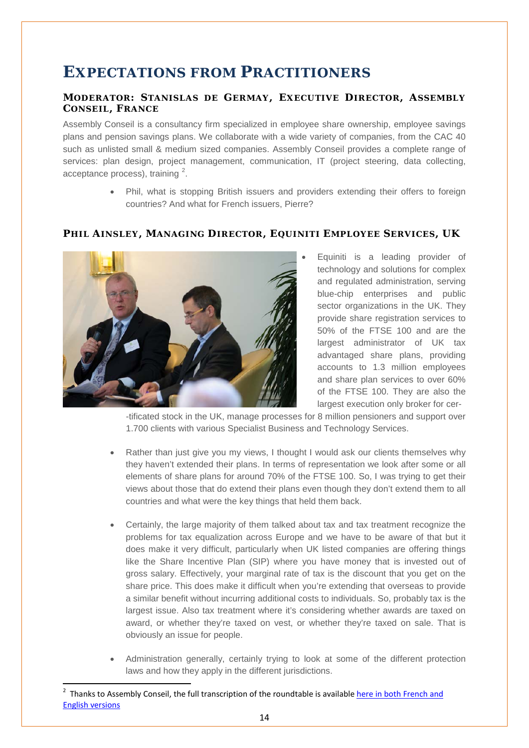# Expectations from Practitioners

### Moderator: Stanislas de Germay, Executive Director, Assembly Conseil, France

Assembly Conseil is a consultancy firm specialized in employee share ownership, employee savings plans and pension savings plans. We collaborate with a wide variety of companies, from the CAC 40 such as unlisted small & medium sized companies. Assembly Conseil provides a complete range of services: plan design, project management, communication, IT (project steering, data collecting, acceptance process), training [2].

- Phil, what is stopping British issuers and providers extending their offers to foreign countries? And what for French issuers, Pierre?

### Phil Ainsley, Managing Director, Equiniti Employee Services, UK

- Equiniti is a leading provider of technology and solutions for complex and regulated administration, serving blue-chip enterprises and public sector organizations in the UK. They provide share registration services to 50% of the FTSE 100 and are the largest administrator of UK tax advantaged share plans, providing accounts to 1.3 million employees and share plan services to over 60% of the FTSE 100. They are also the largest execution only broker for cer--tificated stock in the UK, manage processes for 8 million pensioners and support over 1.700 clients with various Specialist Business and Technology Services.

- Rather than just give you my views, I thought I would ask our clients themselves why they haven't extended their plans. In terms of representation we look after some or all elements of share plans for around 70% of the FTSE 100. So, I was trying to get their views about those that do extend their plans even though they don't extend them to all countries and what were the key things that held them back.

- Certainly, the large majority of them talked about tax and tax treatment recognize the problems for tax equalization across Europe and we have to be aware of that but it does make it very difficult, particularly when UK listed companies are offering things like the Share Incentive Plan (SIP) where you have money that is invested out of gross salary. Effectively, your marginal rate of tax is the discount that you get on the share price. This does make it difficult when you're extending that overseas to provide a similar benefit without incurring additional costs to individuals. So, probably tax is the largest issue. Also tax treatment where it's considering whether awards are taxed on award, or whether they're taxed on vest, or whether they're taxed on sale. That is obviously an issue for people.

- Administration generally, certainly trying to look at some of the different protection laws and how they apply in the different jurisdictions.

[2] Thanks to Assembly Conseil, the full transcription of the roundtable is available here in both French and English versions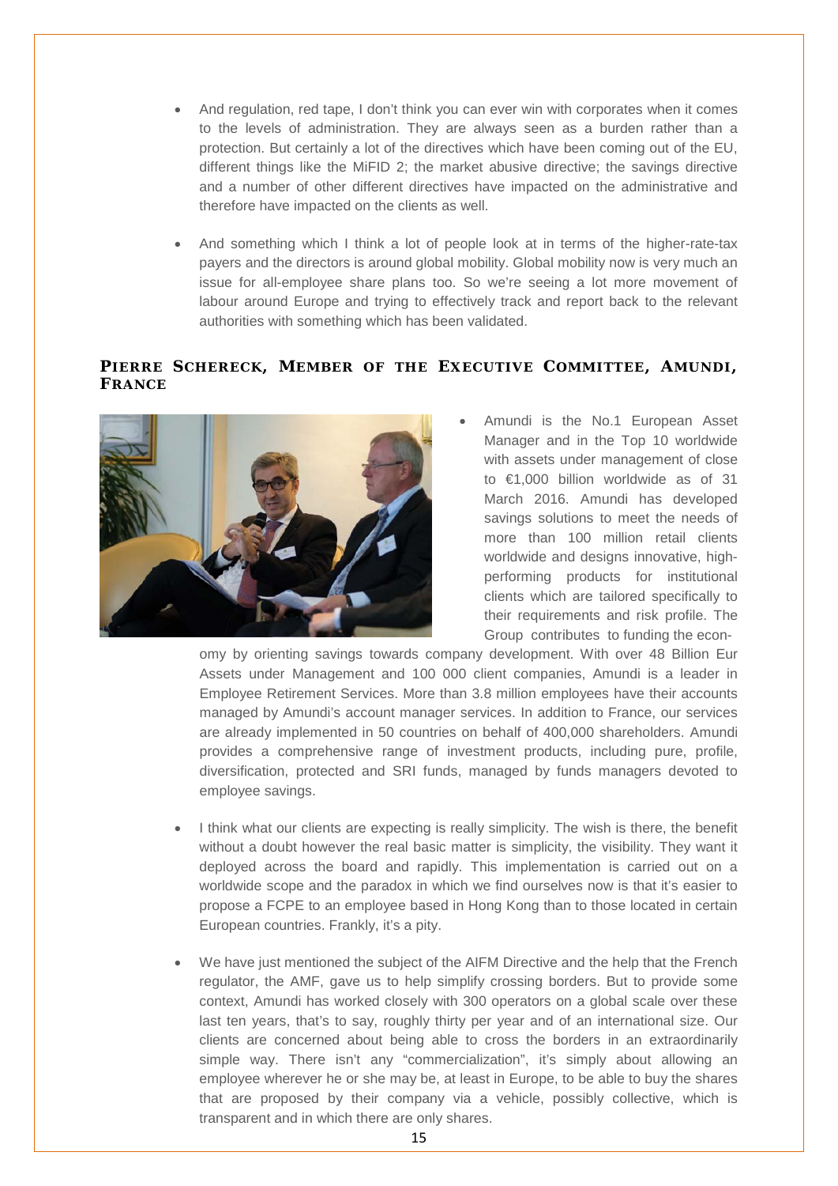- And regulation, red tape, I don't think you can ever win with corporates when it comes to the levels of administration. They are always seen as a burden rather than a protection. But certainly a lot of the directives which have been coming out of the EU, different things like the MiFID 2; the market abusive directive; the savings directive and a number of other different directives have impacted on the administrative and therefore have impacted on the clients as well.

- And something which I think a lot of people look at in terms of the higher-rate-tax payers and the directors is around global mobility. Global mobility now is very much an issue for all-employee share plans too. So we're seeing a lot more movement of labour around Europe and trying to effectively track and report back to the relevant authorities with something which has been validated.

## PIERRE SCHERECK, MEMBER OF THE EXECUTIVE COMMITTEE, AMUNDI, FRANCE

- Amundi is the No.1 European Asset Manager and in the Top 10 worldwide with assets under management of close to €1,000 billion worldwide as of 31 March 2016. Amundi has developed savings solutions to meet the needs of more than 100 million retail clients worldwide and designs innovative, high-performing products for institutional clients which are tailored specifically to their requirements and risk profile. The Group contributes to funding the economy by orienting savings towards company development. With over 48 Billion Eur Assets under Management and 100 000 client companies, Amundi is a leader in Employee Retirement Services. More than 3.8 million employees have their accounts managed by Amundi's account manager services. In addition to France, our services are already implemented in 50 countries on behalf of 400,000 shareholders. Amundi provides a comprehensive range of investment products, including pure, profile, diversification, protected and SRI funds, managed by funds managers devoted to employee savings.

- I think what our clients are expecting is really simplicity. The wish is there, the benefit without a doubt however the real basic matter is simplicity, the visibility. They want it deployed across the board and rapidly. This implementation is carried out on a worldwide scope and the paradox in which we find ourselves now is that it's easier to propose a FCPE to an employee based in Hong Kong than to those located in certain European countries. Frankly, it's a pity.

- We have just mentioned the subject of the AIFM Directive and the help that the French regulator, the AMF, gave us to help simplify crossing borders. But to provide some context, Amundi has worked closely with 300 operators on a global scale over these last ten years, that's to say, roughly thirty per year and of an international size. Our clients are concerned about being able to cross the borders in an extraordinarily simple way. There isn't any "commercialization", it's simply about allowing an employee wherever he or she may be, at least in Europe, to be able to buy the shares that are proposed by their company via a vehicle, possibly collective, which is transparent and in which there are only shares.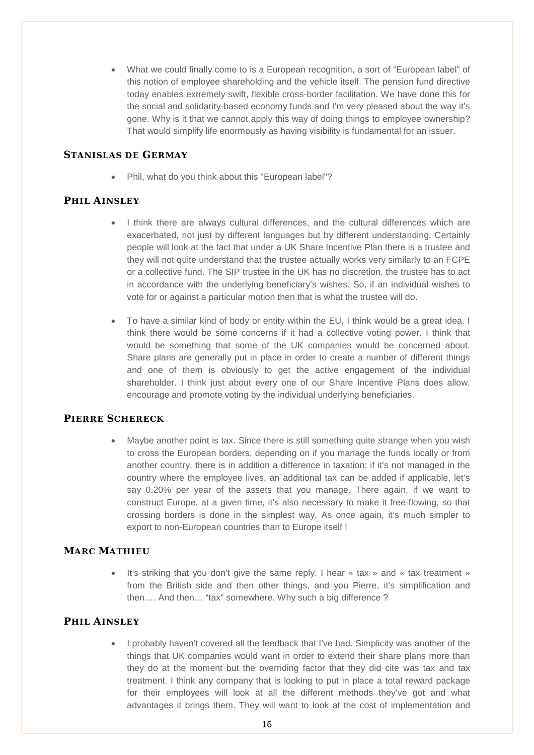- What we could finally come to is a European recognition, a sort of "European label" of this notion of employee shareholding and the vehicle itself. The pension fund directive today enables extremely swift, flexible cross-border facilitation. We have done this for the social and solidarity-based economy funds and I'm very pleased about the way it's gone. Why is it that we cannot apply this way of doing things to employee ownership? That would simplify life enormously as having visibility is fundamental for an issuer.

### Stanislas de Germay

- Phil, what do you think about this "European label"?

### Phil Ainsley

- I think there are always cultural differences, and the cultural differences which are exacerbated, not just by different languages but by different understanding. Certainly people will look at the fact that under a UK Share Incentive Plan there is a trustee and they will not quite understand that the trustee actually works very similarly to an FCPE or a collective fund. The SIP trustee in the UK has no discretion, the trustee has to act in accordance with the underlying beneficiary's wishes. So, if an individual wishes to vote for or against a particular motion then that is what the trustee will do.

- To have a similar kind of body or entity within the EU, I think would be a great idea. I think there would be some concerns if it had a collective voting power. I think that would be something that some of the UK companies would be concerned about. Share plans are generally put in place in order to create a number of different things and one of them is obviously to get the active engagement of the individual shareholder. I think just about every one of our Share Incentive Plans does allow, encourage and promote voting by the individual underlying beneficiaries.

### Pierre Schereck

- Maybe another point is tax. Since there is still something quite strange when you wish to cross the European borders, depending on if you manage the funds locally or from another country, there is in addition a difference in taxation: if it's not managed in the country where the employee lives, an additional tax can be added if applicable, let's say 0.20% per year of the assets that you manage. There again, if we want to construct Europe, at a given time, it's also necessary to make it free-flowing, so that crossing borders is done in the simplest way. As once again, it's much simpler to export to non-European countries than to Europe itself !

### Marc Mathieu

- It's striking that you don't give the same reply. I hear « tax » and « tax treatment » from the British side and then other things, and you Pierre, it's simplification and then…. And then… "tax" somewhere. Why such a big difference ?

### Phil Ainsley

- I probably haven't covered all the feedback that I've had. Simplicity was another of the things that UK companies would want in order to extend their share plans more than they do at the moment but the overriding factor that they did cite was tax and tax treatment. I think any company that is looking to put in place a total reward package for their employees will look at all the different methods they've got and what advantages it brings them. They will want to look at the cost of implementation and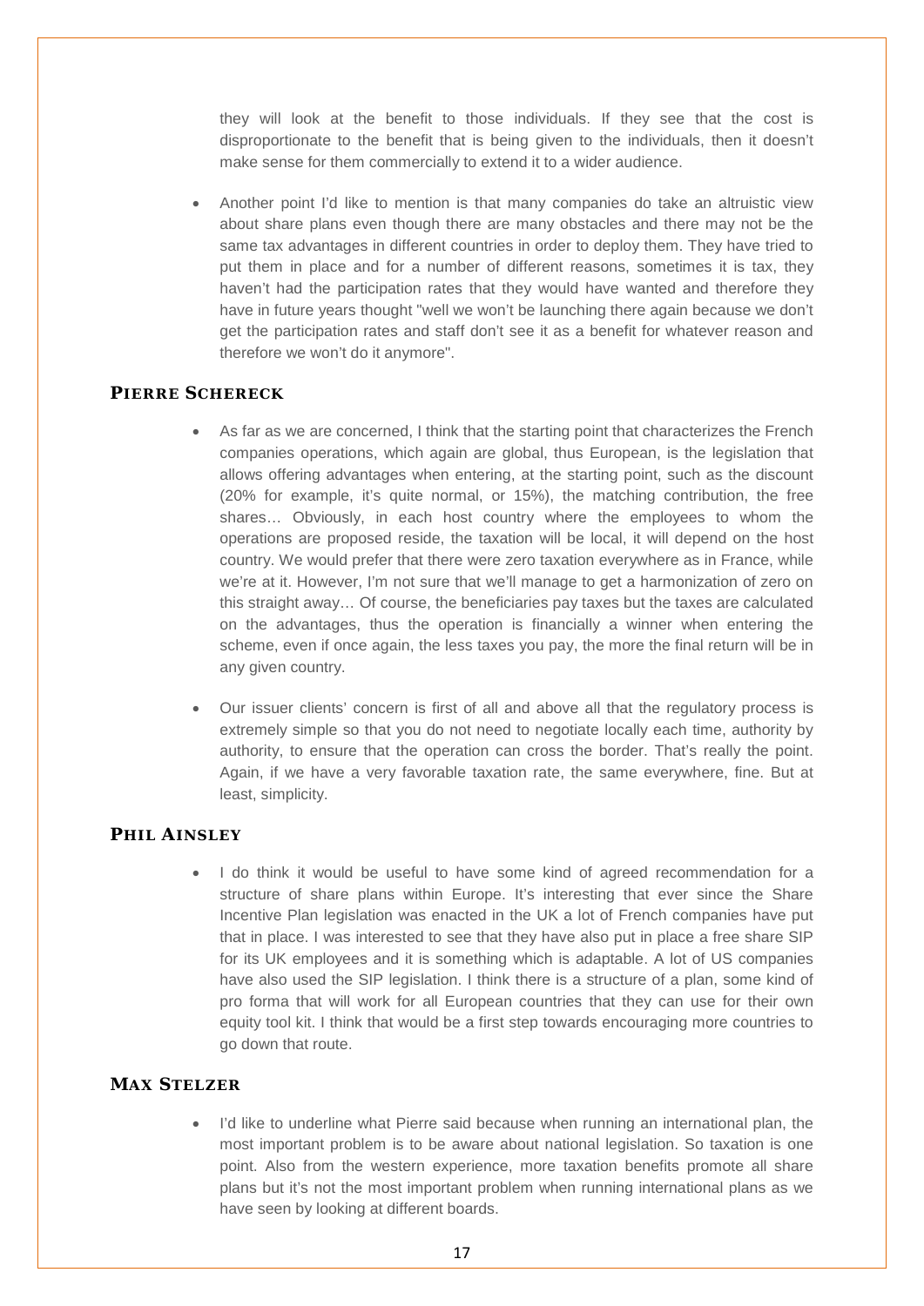they will look at the benefit to those individuals. If they see that the cost is disproportionate to the benefit that is being given to the individuals, then it doesn't make sense for them commercially to extend it to a wider audience.

- Another point I'd like to mention is that many companies do take an altruistic view about share plans even though there are many obstacles and there may not be the same tax advantages in different countries in order to deploy them. They have tried to put them in place and for a number of different reasons, sometimes it is tax, they haven't had the participation rates that they would have wanted and therefore they have in future years thought "well we won't be launching there again because we don't get the participation rates and staff don't see it as a benefit for whatever reason and therefore we won't do it anymore".

### PIERRE SCHERECK

- As far as we are concerned, I think that the starting point that characterizes the French companies operations, which again are global, thus European, is the legislation that allows offering advantages when entering, at the starting point, such as the discount (20% for example, it's quite normal, or 15%), the matching contribution, the free shares… Obviously, in each host country where the employees to whom the operations are proposed reside, the taxation will be local, it will depend on the host country. We would prefer that there were zero taxation everywhere as in France, while we're at it. However, I'm not sure that we'll manage to get a harmonization of zero on this straight away… Of course, the beneficiaries pay taxes but the taxes are calculated on the advantages, thus the operation is financially a winner when entering the scheme, even if once again, the less taxes you pay, the more the final return will be in any given country.
- Our issuer clients' concern is first of all and above all that the regulatory process is extremely simple so that you do not need to negotiate locally each time, authority by authority, to ensure that the operation can cross the border. That's really the point. Again, if we have a very favorable taxation rate, the same everywhere, fine. But at least, simplicity.

### PHIL AINSLEY

- I do think it would be useful to have some kind of agreed recommendation for a structure of share plans within Europe. It's interesting that ever since the Share Incentive Plan legislation was enacted in the UK a lot of French companies have put that in place. I was interested to see that they have also put in place a free share SIP for its UK employees and it is something which is adaptable. A lot of US companies have also used the SIP legislation. I think there is a structure of a plan, some kind of pro forma that will work for all European countries that they can use for their own equity tool kit. I think that would be a first step towards encouraging more countries to go down that route.

### MAX STELZER

- I'd like to underline what Pierre said because when running an international plan, the most important problem is to be aware about national legislation. So taxation is one point. Also from the western experience, more taxation benefits promote all share plans but it's not the most important problem when running international plans as we have seen by looking at different boards.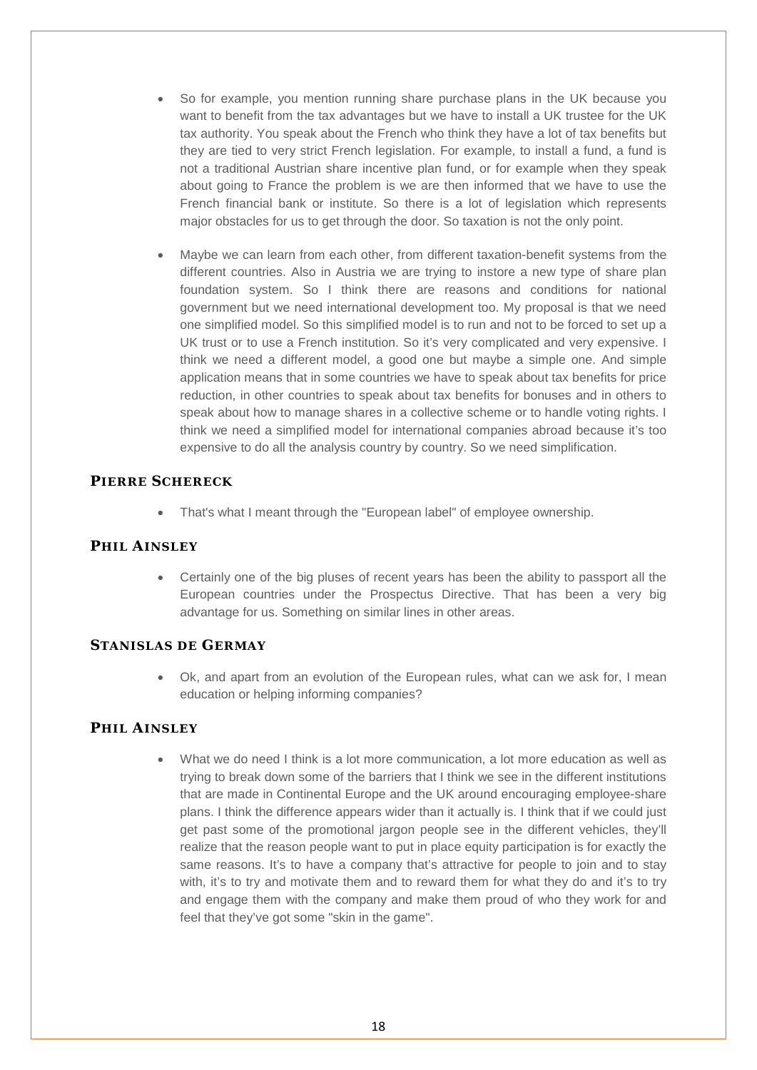- So for example, you mention running share purchase plans in the UK because you want to benefit from the tax advantages but we have to install a UK trustee for the UK tax authority. You speak about the French who think they have a lot of tax benefits but they are tied to very strict French legislation. For example, to install a fund, a fund is not a traditional Austrian share incentive plan fund, or for example when they speak about going to France the problem is we are then informed that we have to use the French financial bank or institute. So there is a lot of legislation which represents major obstacles for us to get through the door. So taxation is not the only point.

- Maybe we can learn from each other, from different taxation-benefit systems from the different countries. Also in Austria we are trying to instore a new type of share plan foundation system. So I think there are reasons and conditions for national government but we need international development too. My proposal is that we need one simplified model. So this simplified model is to run and not to be forced to set up a UK trust or to use a French institution. So it's very complicated and very expensive. I think we need a different model, a good one but maybe a simple one. And simple application means that in some countries we have to speak about tax benefits for price reduction, in other countries to speak about tax benefits for bonuses and in others to speak about how to manage shares in a collective scheme or to handle voting rights. I think we need a simplified model for international companies abroad because it's too expensive to do all the analysis country by country. So we need simplification.

## PIERRE SCHERECK

- That's what I meant through the "European label" of employee ownership.

## PHIL AINSLEY

- Certainly one of the big pluses of recent years has been the ability to passport all the European countries under the Prospectus Directive. That has been a very big advantage for us. Something on similar lines in other areas.

## STANISLAS DE GERMAY

- Ok, and apart from an evolution of the European rules, what can we ask for, I mean education or helping informing companies?

## PHIL AINSLEY

- What we do need I think is a lot more communication, a lot more education as well as trying to break down some of the barriers that I think we see in the different institutions that are made in Continental Europe and the UK around encouraging employee-share plans. I think the difference appears wider than it actually is. I think that if we could just get past some of the promotional jargon people see in the different vehicles, they'll realize that the reason people want to put in place equity participation is for exactly the same reasons. It's to have a company that's attractive for people to join and to stay with, it's to try and motivate them and to reward them for what they do and it's to try and engage them with the company and make them proud of who they work for and feel that they've got some "skin in the game".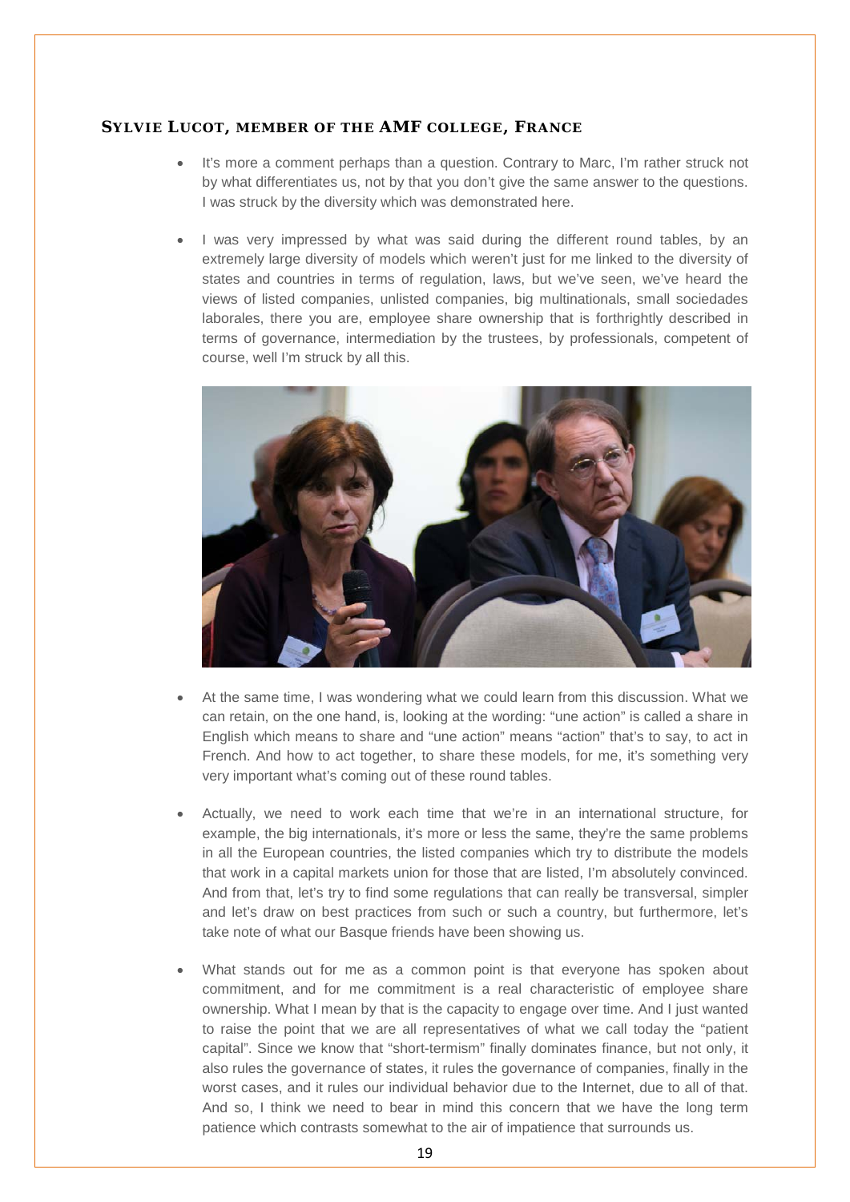### SYLVIE LUCOT, MEMBER OF THE AMF COLLEGE, FRANCE

- It's more a comment perhaps than a question. Contrary to Marc, I'm rather struck not by what differentiates us, not by that you don't give the same answer to the questions. I was struck by the diversity which was demonstrated here.
- I was very impressed by what was said during the different round tables, by an extremely large diversity of models which weren't just for me linked to the diversity of states and countries in terms of regulation, laws, but we've seen, we've heard the views of listed companies, unlisted companies, big multinationals, small sociedades laborales, there you are, employee share ownership that is forthrightly described in terms of governance, intermediation by the trustees, by professionals, competent of course, well I'm struck by all this.
- At the same time, I was wondering what we could learn from this discussion. What we can retain, on the one hand, is, looking at the wording: "une action" is called a share in English which means to share and "une action" means "action" that's to say, to act in French. And how to act together, to share these models, for me, it's something very very important what's coming out of these round tables.
- Actually, we need to work each time that we're in an international structure, for example, the big internationals, it's more or less the same, they're the same problems in all the European countries, the listed companies which try to distribute the models that work in a capital markets union for those that are listed, I'm absolutely convinced. And from that, let's try to find some regulations that can really be transversal, simpler and let's draw on best practices from such or such a country, but furthermore, let's take note of what our Basque friends have been showing us.
- What stands out for me as a common point is that everyone has spoken about commitment, and for me commitment is a real characteristic of employee share ownership. What I mean by that is the capacity to engage over time. And I just wanted to raise the point that we are all representatives of what we call today the "patient capital". Since we know that "short-termism" finally dominates finance, but not only, it also rules the governance of states, it rules the governance of companies, finally in the worst cases, and it rules our individual behavior due to the Internet, due to all of that. And so, I think we need to bear in mind this concern that we have the long term patience which contrasts somewhat to the air of impatience that surrounds us.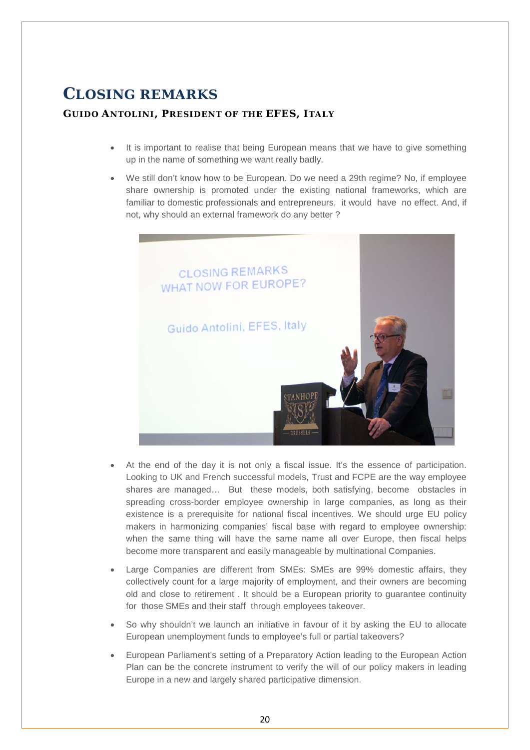# CLOSING REMARKS

### GUIDO ANTOLINI, PRESIDENT OF THE EFES, ITALY

- It is important to realise that being European means that we have to give something up in the name of something we want really badly.
- We still don't know how to be European. Do we need a 29th regime? No, if employee share ownership is promoted under the existing national frameworks, which are familiar to domestic professionals and entrepreneurs, it would have no effect. And, if not, why should an external framework do any better ?
- At the end of the day it is not only a fiscal issue. It's the essence of participation. Looking to UK and French successful models, Trust and FCPE are the way employee shares are managed… But these models, both satisfying, become obstacles in spreading cross-border employee ownership in large companies, as long as their existence is a prerequisite for national fiscal incentives. We should urge EU policy makers in harmonizing companies' fiscal base with regard to employee ownership: when the same thing will have the same name all over Europe, then fiscal helps become more transparent and easily manageable by multinational Companies.
- Large Companies are different from SMEs: SMEs are 99% domestic affairs, they collectively count for a large majority of employment, and their owners are becoming old and close to retirement . It should be a European priority to guarantee continuity for those SMEs and their staff through employees takeover.
- So why shouldn't we launch an initiative in favour of it by asking the EU to allocate European unemployment funds to employee's full or partial takeovers?
- European Parliament's setting of a Preparatory Action leading to the European Action Plan can be the concrete instrument to verify the will of our policy makers in leading Europe in a new and largely shared participative dimension.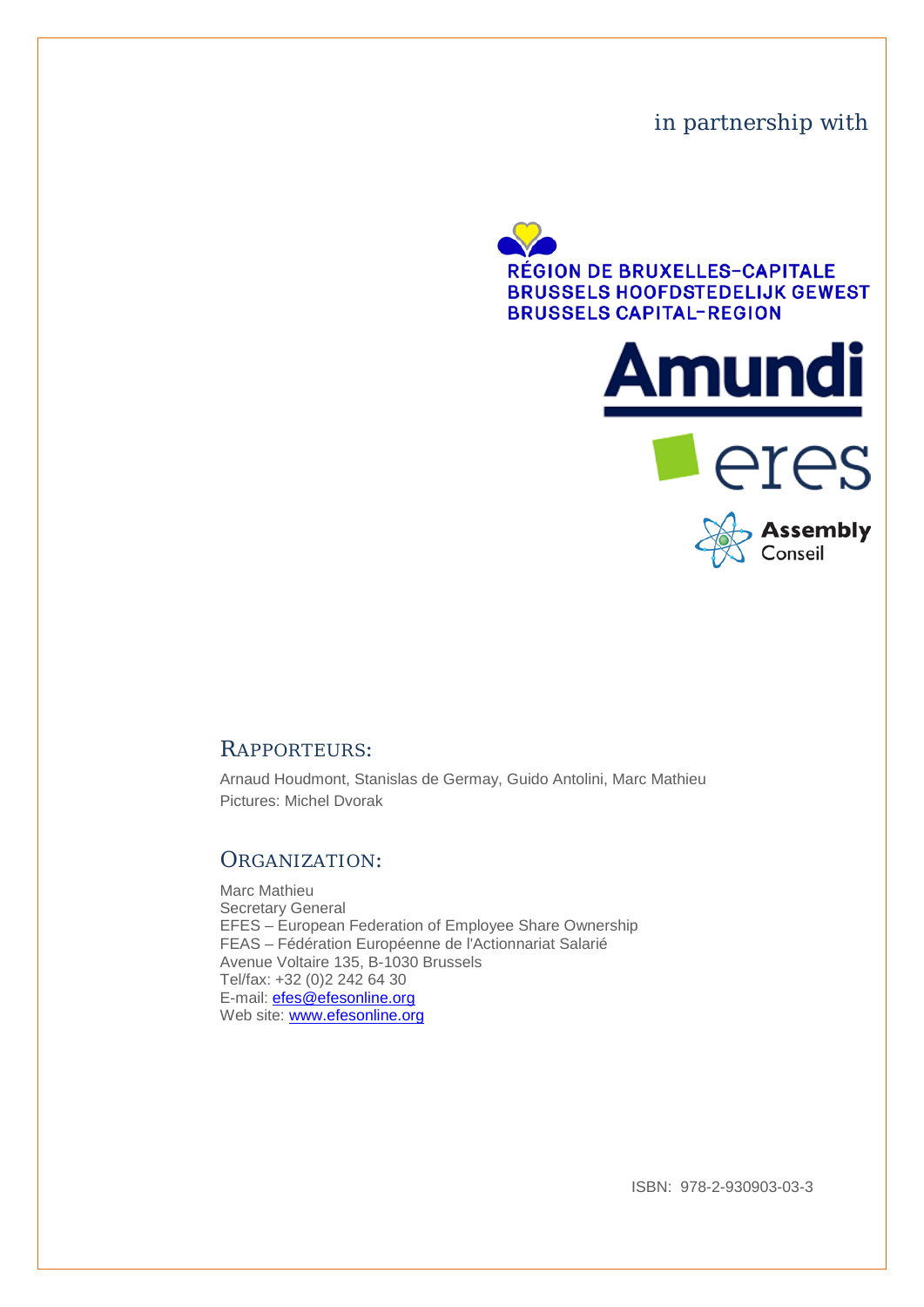in partnership with

RÉGION DE BRUXELLES-CAPITALE
BRUSSELS HOOFDSTEDELIJK GEWEST
BRUSSELS CAPITAL-REGION

Amundi

eres

Assembly Conseil

## Rapporteurs:

Arnaud Houdmont, Stanislas de Germay, Guido Antolini, Marc Mathieu
Pictures: Michel Dvorak

## Organization:

Marc Mathieu
Secretary General
EFES – European Federation of Employee Share Ownership
FEAS – Fédération Européenne de l'Actionnariat Salarié
Avenue Voltaire 135, B-1030 Brussels
Tel/fax: +32 (0)2 242 64 30
E-mail: efes@efesonline.org
Web site: www.efesonline.org

ISBN: 978-2-930903-03-3